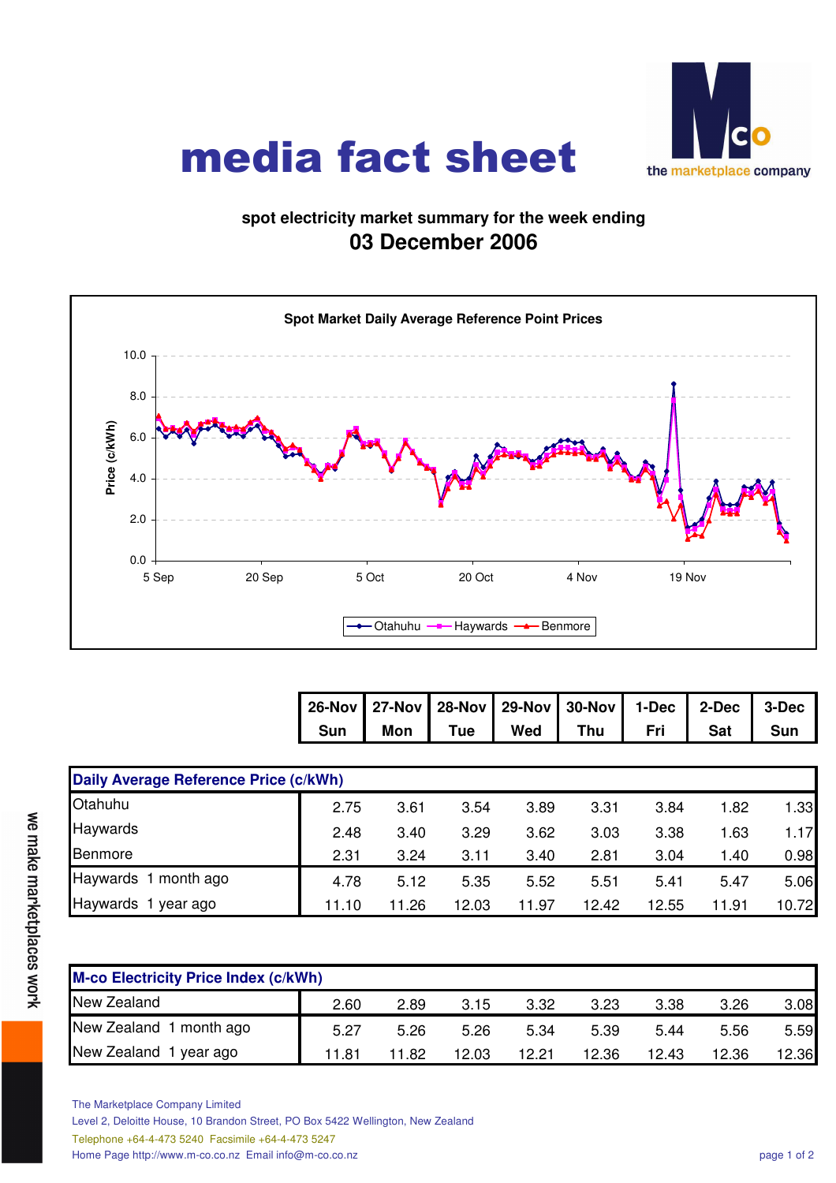# media fact sheet

the marketplace company

**spot electricity market summary for the week ending**

## 03 December 2006

Spot Market Daily Average Reference Point Prices

| | 26-Nov Sun | 27-Nov Mon | 28-Nov Tue | 29-Nov Wed | 30-Nov Thu | 1-Dec Fri | 2-Dec Sat | 3-Dec Sun |
|---|---|---|---|---|---|---|---|---|
| **Daily Average Reference Price (c/kWh)** | | | | | | | | |
| Otahuhu | 2.75 | 3.61 | 3.54 | 3.89 | 3.31 | 3.84 | 1.82 | 1.33 |
| Haywards | 2.48 | 3.40 | 3.29 | 3.62 | 3.03 | 3.38 | 1.63 | 1.17 |
| Benmore | 2.31 | 3.24 | 3.11 | 3.40 | 2.81 | 3.04 | 1.40 | 0.98 |
| Haywards 1 month ago | 4.78 | 5.12 | 5.35 | 5.52 | 5.51 | 5.41 | 5.47 | 5.06 |
| Haywards 1 year ago | 11.10 | 11.26 | 12.03 | 11.97 | 12.42 | 12.55 | 11.91 | 10.72 |

| | 26-Nov Sun | 27-Nov Mon | 28-Nov Tue | 29-Nov Wed | 30-Nov Thu | 1-Dec Fri | 2-Dec Sat | 3-Dec Sun |
|---|---|---|---|---|---|---|---|---|
| **M-co Electricity Price Index (c/kWh)** | | | | | | | | |
| New Zealand | 2.60 | 2.89 | 3.15 | 3.32 | 3.23 | 3.38 | 3.26 | 3.08 |
| New Zealand 1 month ago | 5.27 | 5.26 | 5.26 | 5.34 | 5.39 | 5.44 | 5.56 | 5.59 |
| New Zealand 1 year ago | 11.81 | 11.82 | 12.03 | 12.21 | 12.36 | 12.43 | 12.36 | 12.36 |

we make marketplaces work

The Marketplace Company Limited
Level 2, Deloitte House, 10 Brandon Street, PO Box 5422 Wellington, New Zealand
Telephone +64-4-473 5240 Facsimile +64-4-473 5247
Home Page http://www.m-co.co.nz Email info@m-co.co.nz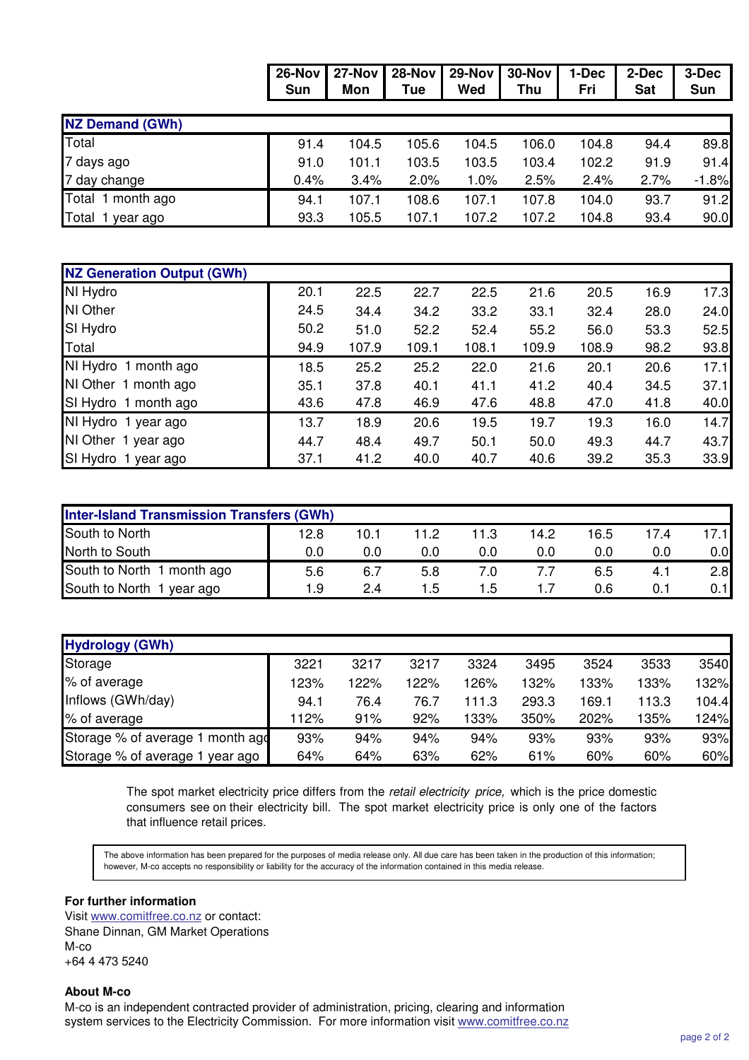| | 26-Nov Sun | 27-Nov Mon | 28-Nov Tue | 29-Nov Wed | 30-Nov Thu | 1-Dec Fri | 2-Dec Sat | 3-Dec Sun |
|---|---|---|---|---|---|---|---|---|
| **NZ Demand (GWh)** | | | | | | | | |
| Total | 91.4 | 104.5 | 105.6 | 104.5 | 106.0 | 104.8 | 94.4 | 89.8 |
| 7 days ago | 91.0 | 101.1 | 103.5 | 103.5 | 103.4 | 102.2 | 91.9 | 91.4 |
| 7 day change | 0.4% | 3.4% | 2.0% | 1.0% | 2.5% | 2.4% | 2.7% | -1.8% |
| Total 1 month ago | 94.1 | 107.1 | 108.6 | 107.1 | 107.8 | 104.0 | 93.7 | 91.2 |
| Total 1 year ago | 93.3 | 105.5 | 107.1 | 107.2 | 107.2 | 104.8 | 93.4 | 90.0 |

| **NZ Generation Output (GWh)** | | | | | | | | |
|---|---|---|---|---|---|---|---|---|
| NI Hydro | 20.1 | 22.5 | 22.7 | 22.5 | 21.6 | 20.5 | 16.9 | 17.3 |
| NI Other | 24.5 | 34.4 | 34.2 | 33.2 | 33.1 | 32.4 | 28.0 | 24.0 |
| SI Hydro | 50.2 | 51.0 | 52.2 | 52.4 | 55.2 | 56.0 | 53.3 | 52.5 |
| Total | 94.9 | 107.9 | 109.1 | 108.1 | 109.9 | 108.9 | 98.2 | 93.8 |
| NI Hydro 1 month ago | 18.5 | 25.2 | 25.2 | 22.0 | 21.6 | 20.1 | 20.6 | 17.1 |
| NI Other 1 month ago | 35.1 | 37.8 | 40.1 | 41.1 | 41.2 | 40.4 | 34.5 | 37.1 |
| SI Hydro 1 month ago | 43.6 | 47.8 | 46.9 | 47.6 | 48.8 | 47.0 | 41.8 | 40.0 |
| NI Hydro 1 year ago | 13.7 | 18.9 | 20.6 | 19.5 | 19.7 | 19.3 | 16.0 | 14.7 |
| NI Other 1 year ago | 44.7 | 48.4 | 49.7 | 50.1 | 50.0 | 49.3 | 44.7 | 43.7 |
| SI Hydro 1 year ago | 37.1 | 41.2 | 40.0 | 40.7 | 40.6 | 39.2 | 35.3 | 33.9 |

| **Inter-Island Transmission Transfers (GWh)** | | | | | | | | |
|---|---|---|---|---|---|---|---|---|
| South to North | 12.8 | 10.1 | 11.2 | 11.3 | 14.2 | 16.5 | 17.4 | 17.1 |
| North to South | 0.0 | 0.0 | 0.0 | 0.0 | 0.0 | 0.0 | 0.0 | 0.0 |
| South to North 1 month ago | 5.6 | 6.7 | 5.8 | 7.0 | 7.7 | 6.5 | 4.1 | 2.8 |
| South to North 1 year ago | 1.9 | 2.4 | 1.5 | 1.5 | 1.7 | 0.6 | 0.1 | 0.1 |

| **Hydrology (GWh)** | | | | | | | | |
|---|---|---|---|---|---|---|---|---|
| Storage | 3221 | 3217 | 3217 | 3324 | 3495 | 3524 | 3533 | 3540 |
| % of average | 123% | 122% | 122% | 126% | 132% | 133% | 133% | 132% |
| Inflows (GWh/day) | 94.1 | 76.4 | 76.7 | 111.3 | 293.3 | 169.1 | 113.3 | 104.4 |
| % of average | 112% | 91% | 92% | 133% | 350% | 202% | 135% | 124% |
| Storage % of average 1 month ago | 93% | 94% | 94% | 94% | 93% | 93% | 93% | 93% |
| Storage % of average 1 year ago | 64% | 64% | 63% | 62% | 61% | 60% | 60% | 60% |

The spot market electricity price differs from the *retail electricity price,* which is the price domestic consumers see on their electricity bill. The spot market electricity price is only one of the factors that influence retail prices.

The above information has been prepared for the purposes of media release only. All due care has been taken in the production of this information; however, M-co accepts no responsibility or liability for the accuracy of the information contained in this media release.

**For further information**

Visit www.comitfree.co.nz or contact:
Shane Dinnan, GM Market Operations
M-co
+64 4 473 5240

**About M-co**

M-co is an independent contracted provider of administration, pricing, clearing and information system services to the Electricity Commission. For more information visit www.comitfree.co.nz